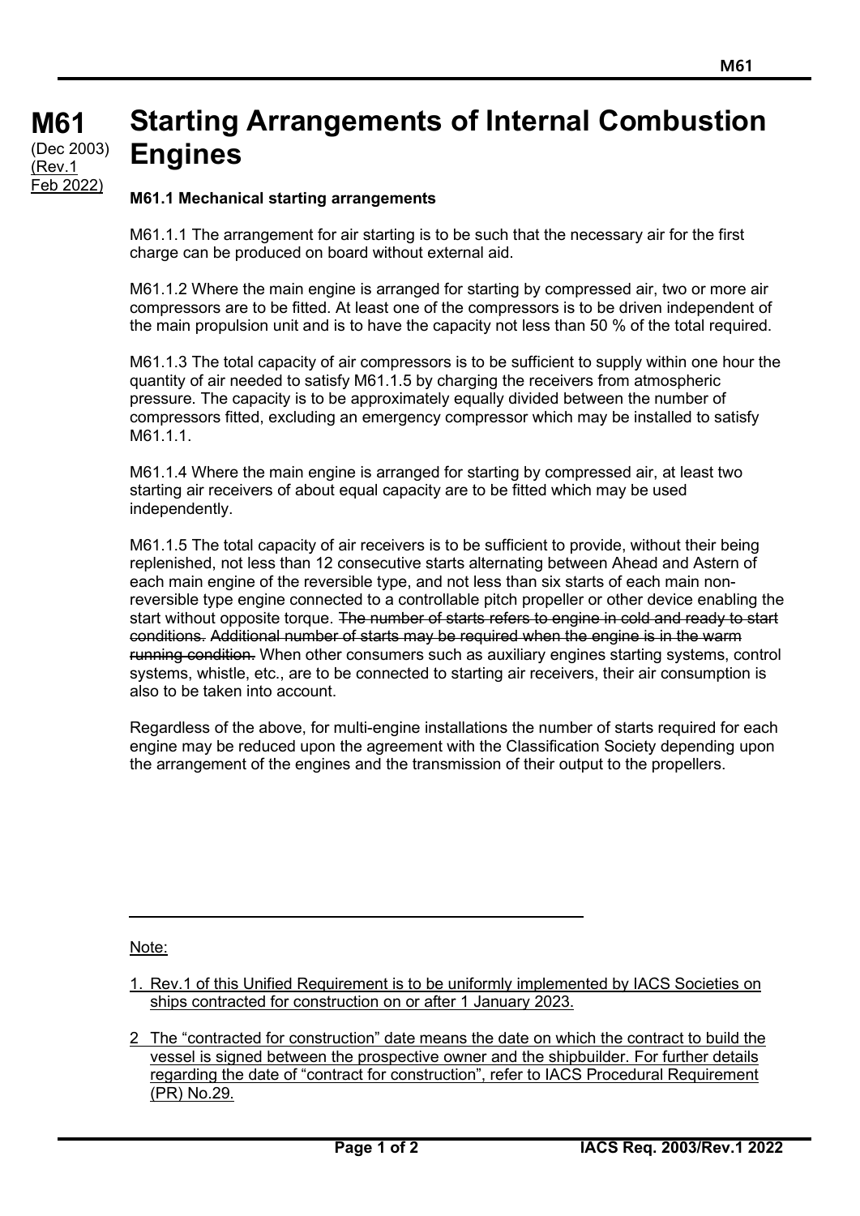**M61**
(Dec 2003)
(Rev.1 Feb 2022)

# Starting Arrangements of Internal Combustion Engines

### M61.1 Mechanical starting arrangements

M61.1.1 The arrangement for air starting is to be such that the necessary air for the first charge can be produced on board without external aid.

M61.1.2 Where the main engine is arranged for starting by compressed air, two or more air compressors are to be fitted. At least one of the compressors is to be driven independent of the main propulsion unit and is to have the capacity not less than 50 % of the total required.

M61.1.3 The total capacity of air compressors is to be sufficient to supply within one hour the quantity of air needed to satisfy M61.1.5 by charging the receivers from atmospheric pressure. The capacity is to be approximately equally divided between the number of compressors fitted, excluding an emergency compressor which may be installed to satisfy M61.1.1.

M61.1.4 Where the main engine is arranged for starting by compressed air, at least two starting air receivers of about equal capacity are to be fitted which may be used independently.

M61.1.5 The total capacity of air receivers is to be sufficient to provide, without their being replenished, not less than 12 consecutive starts alternating between Ahead and Astern of each main engine of the reversible type, and not less than six starts of each main non-reversible type engine connected to a controllable pitch propeller or other device enabling the start without opposite torque. ~~The number of starts refers to engine in cold and ready to start conditions.~~ ~~Additional number of starts may be required when the engine is in the warm running condition.~~ When other consumers such as auxiliary engines starting systems, control systems, whistle, etc., are to be connected to starting air receivers, their air consumption is also to be taken into account.

Regardless of the above, for multi-engine installations the number of starts required for each engine may be reduced upon the agreement with the Classification Society depending upon the arrangement of the engines and the transmission of their output to the propellers.

---

Note:

1. Rev.1 of this Unified Requirement is to be uniformly implemented by IACS Societies on ships contracted for construction on or after 1 January 2023.

2. The "contracted for construction" date means the date on which the contract to build the vessel is signed between the prospective owner and the shipbuilder. For further details regarding the date of "contract for construction", refer to IACS Procedural Requirement (PR) No.29.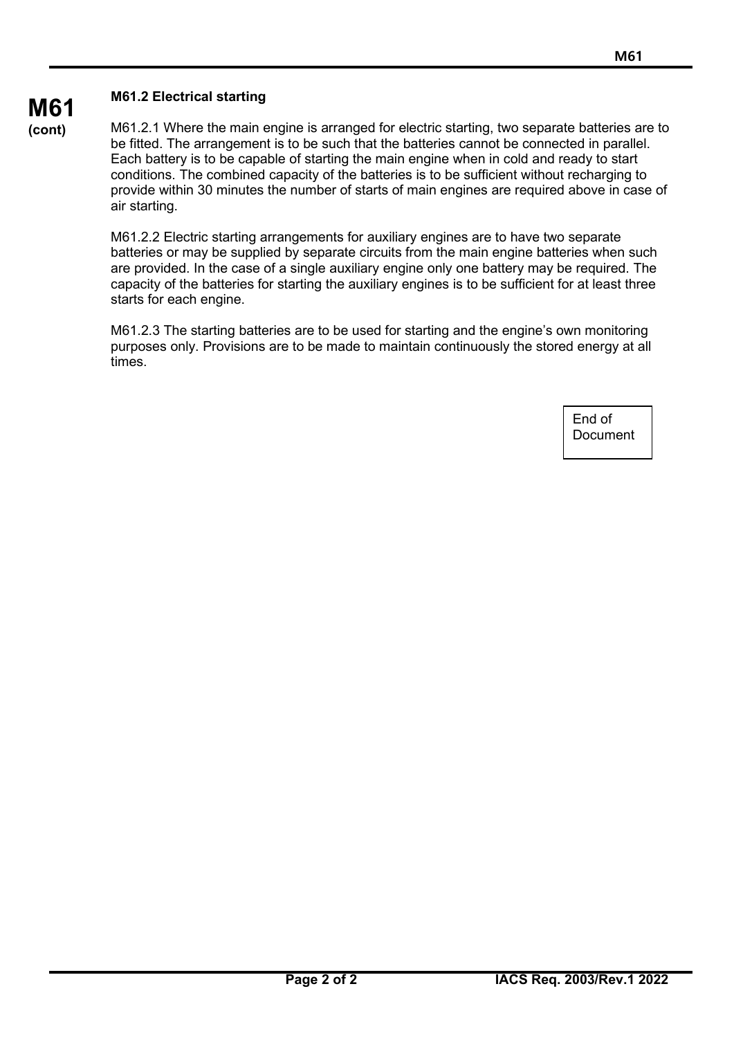### M61.2 Electrical starting

M61.2.1 Where the main engine is arranged for electric starting, two separate batteries are to be fitted. The arrangement is to be such that the batteries cannot be connected in parallel. Each battery is to be capable of starting the main engine when in cold and ready to start conditions. The combined capacity of the batteries is to be sufficient without recharging to provide within 30 minutes the number of starts of main engines are required above in case of air starting.

M61.2.2 Electric starting arrangements for auxiliary engines are to have two separate batteries or may be supplied by separate circuits from the main engine batteries when such are provided. In the case of a single auxiliary engine only one battery may be required. The capacity of the batteries for starting the auxiliary engines is to be sufficient for at least three starts for each engine.

M61.2.3 The starting batteries are to be used for starting and the engine's own monitoring purposes only. Provisions are to be made to maintain continuously the stored energy at all times.

End of Document